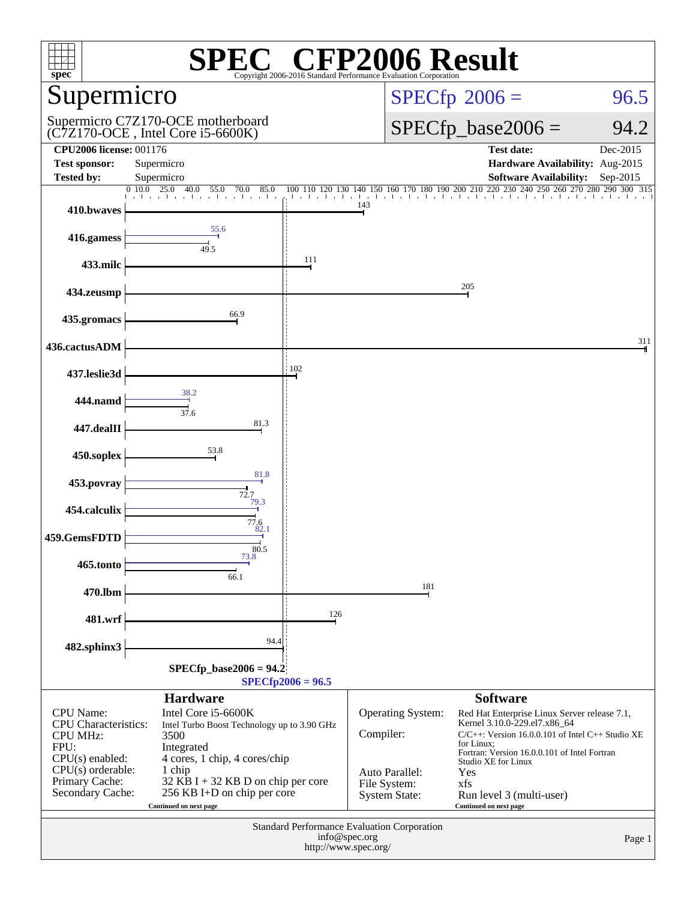# SPEC CFP2006 Result

Copyright 2006-2016 Standard Performance Evaluation Corporation

## Supermicro

Supermicro C7Z170-OCE motherboard (C7Z170-OCE , Intel Core i5-6600K)

| | |
|---|---|
| SPECfp 2006 = | 96.5 |
| SPECfp_base2006 = | 94.2 |

| | | | |
|---|---|---|---|
| **CPU2006 license:** 001176 | | **Test date:** | Dec-2015 |
| **Test sponsor:** | Supermicro | **Hardware Availability:** | Aug-2015 |
| **Tested by:** | Supermicro | **Software Availability:** | Sep-2015 |

| Benchmark | Peak | Base |
|---|---|---|
| 410.bwaves | | 143 |
| 416.gamess | 55.6 | 49.5 |
| 433.milc | | 111 |
| 434.zeusmp | | 205 |
| 435.gromacs | | 66.9 |
| 436.cactusADM | | 311 |
| 437.leslie3d | | 102 |
| 444.namd | 38.2 | 37.6 |
| 447.dealII | | 81.3 |
| 450.soplex | | 53.8 |
| 453.povray | 81.8 | 72.7 |
| 454.calculix | 79.3 | 77.6 |
| 459.GemsFDTD | 82.1 | 80.5 |
| 465.tonto | 73.8 | 66.1 |
| 470.lbm | | 181 |
| 481.wrf | | 126 |
| 482.sphinx3 | | 94.4 |

SPECfp_base2006 = 94.2

SPECfp2006 = 96.5

### Hardware

| | |
|---|---|
| CPU Name: | Intel Core i5-6600K |
| CPU Characteristics: | Intel Turbo Boost Technology up to 3.90 GHz |
| CPU MHz: | 3500 |
| FPU: | Integrated |
| CPU(s) enabled: | 4 cores, 1 chip, 4 cores/chip |
| CPU(s) orderable: | 1 chip |
| Primary Cache: | 32 KB I + 32 KB D on chip per core |
| Secondary Cache: | 256 KB I+D on chip per core |

Continued on next page

### Software

| | |
|---|---|
| Operating System: | Red Hat Enterprise Linux Server release 7.1, Kernel 3.10.0-229.el7.x86_64 |
| Compiler: | C/C++: Version 16.0.0.101 of Intel C++ Studio XE for Linux; Fortran: Version 16.0.0.101 of Intel Fortran Studio XE for Linux |
| Auto Parallel: | Yes |
| File System: | xfs |
| System State: | Run level 3 (multi-user) |

Continued on next page

Standard Performance Evaluation Corporation
info@spec.org
http://www.spec.org/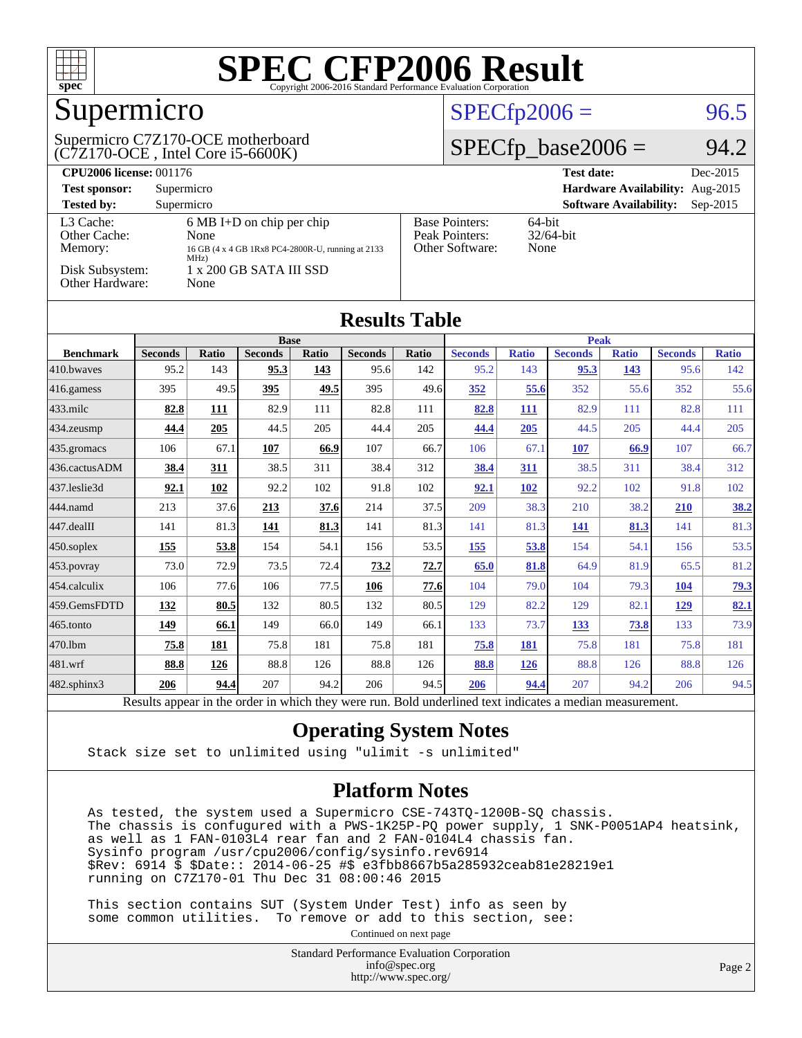# SPEC CFP2006 Result

Copyright 2006-2016 Standard Performance Evaluation Corporation

## Supermicro

Supermicro C7Z170-OCE motherboard
(C7Z170-OCE , Intel Core i5-6600K)

**SPECfp2006 = 96.5**

**SPECfp_base2006 = 94.2**

| | | | |
|---|---|---|---|
| **CPU2006 license:** | 001176 | **Test date:** | Dec-2015 |
| **Test sponsor:** | Supermicro | **Hardware Availability:** | Aug-2015 |
| **Tested by:** | Supermicro | **Software Availability:** | Sep-2015 |

| | |
|---|---|
| L3 Cache: | 6 MB I+D on chip per chip |
| Other Cache: | None |
| Memory: | 16 GB (4 x 4 GB 1Rx8 PC4-2800R-U, running at 2133 MHz) |
| Disk Subsystem: | 1 x 200 GB SATA III SSD |
| Other Hardware: | None |

| | |
|---|---|
| Base Pointers: | 64-bit |
| Peak Pointers: | 32/64-bit |
| Other Software: | None |

## Results Table

| | Base | | | | | | Peak | | | | | |
|---|---|---|---|---|---|---|---|---|---|---|---|---|
| **Benchmark** | **Seconds** | **Ratio** | **Seconds** | **Ratio** | **Seconds** | **Ratio** | **Seconds** | **Ratio** | **Seconds** | **Ratio** | **Seconds** | **Ratio** |
| 410.bwaves | 95.2 | 143 | **95.3** | **143** | 95.6 | 142 | 95.2 | 143 | **95.3** | **143** | 95.6 | 142 |
| 416.gamess | 395 | 49.5 | **395** | **49.5** | 395 | 49.6 | **352** | **55.6** | 352 | 55.6 | 352 | 55.6 |
| 433.milc | **82.8** | **111** | 82.9 | 111 | 82.8 | 111 | **82.8** | **111** | 82.9 | 111 | 82.8 | 111 |
| 434.zeusmp | **44.4** | **205** | 44.5 | 205 | 44.4 | 205 | **44.4** | **205** | 44.5 | 205 | 44.4 | 205 |
| 435.gromacs | 106 | 67.1 | **107** | **66.9** | 107 | 66.7 | 106 | 67.1 | **107** | **66.9** | 107 | 66.7 |
| 436.cactusADM | **38.4** | **311** | 38.5 | 311 | 38.4 | 312 | **38.4** | **311** | 38.5 | 311 | 38.4 | 312 |
| 437.leslie3d | **92.1** | **102** | 92.2 | 102 | 91.8 | 102 | **92.1** | **102** | 92.2 | 102 | 91.8 | 102 |
| 444.namd | 213 | 37.6 | **213** | **37.6** | 214 | 37.5 | 209 | 38.3 | 210 | 38.2 | **210** | **38.2** |
| 447.dealII | 141 | 81.3 | **141** | **81.3** | 141 | 81.3 | 141 | 81.3 | **141** | **81.3** | 141 | 81.3 |
| 450.soplex | **155** | **53.8** | 154 | 54.1 | 156 | 53.5 | **155** | **53.8** | 154 | 54.1 | 156 | 53.5 |
| 453.povray | 73.0 | 72.9 | 73.5 | 72.4 | **73.2** | **72.7** | **65.0** | **81.8** | 64.9 | 81.9 | 65.5 | 81.2 |
| 454.calculix | 106 | 77.6 | 106 | 77.5 | **106** | **77.6** | 104 | 79.0 | 104 | 79.3 | **104** | **79.3** |
| 459.GemsFDTD | **132** | **80.5** | 132 | 80.5 | 132 | 80.5 | 129 | 82.2 | 129 | 82.1 | **129** | **82.1** |
| 465.tonto | **149** | **66.1** | 149 | 66.0 | 149 | 66.1 | 133 | 73.7 | **133** | **73.8** | 133 | 73.9 |
| 470.lbm | **75.8** | **181** | 75.8 | 181 | 75.8 | 181 | **75.8** | **181** | 75.8 | 181 | 75.8 | 181 |
| 481.wrf | **88.8** | **126** | 88.8 | 126 | 88.8 | 126 | **88.8** | **126** | 88.8 | 126 | 88.8 | 126 |
| 482.sphinx3 | **206** | **94.4** | 207 | 94.2 | 206 | 94.5 | **206** | **94.4** | 207 | 94.2 | 206 | 94.5 |

Results appear in the order in which they were run. Bold underlined text indicates a median measurement.

## Operating System Notes

```
Stack size set to unlimited using "ulimit -s unlimited"
```

## Platform Notes

```
As tested, the system used a Supermicro CSE-743TQ-1200B-SQ chassis.
The chassis is confugured with a PWS-1K25P-PQ power supply, 1 SNK-P0051AP4 heatsink,
as well as 1 FAN-0103L4 rear fan and 2 FAN-0104L4 chassis fan.
Sysinfo program /usr/cpu2006/config/sysinfo.rev6914
$Rev: 6914 $ $Date:: 2014-06-25 #$ e3fbb8667b5a285932ceab81e28219e1
running on C7Z170-01 Thu Dec 31 08:00:46 2015

This section contains SUT (System Under Test) info as seen by
some common utilities.  To remove or add to this section, see:
```

Continued on next page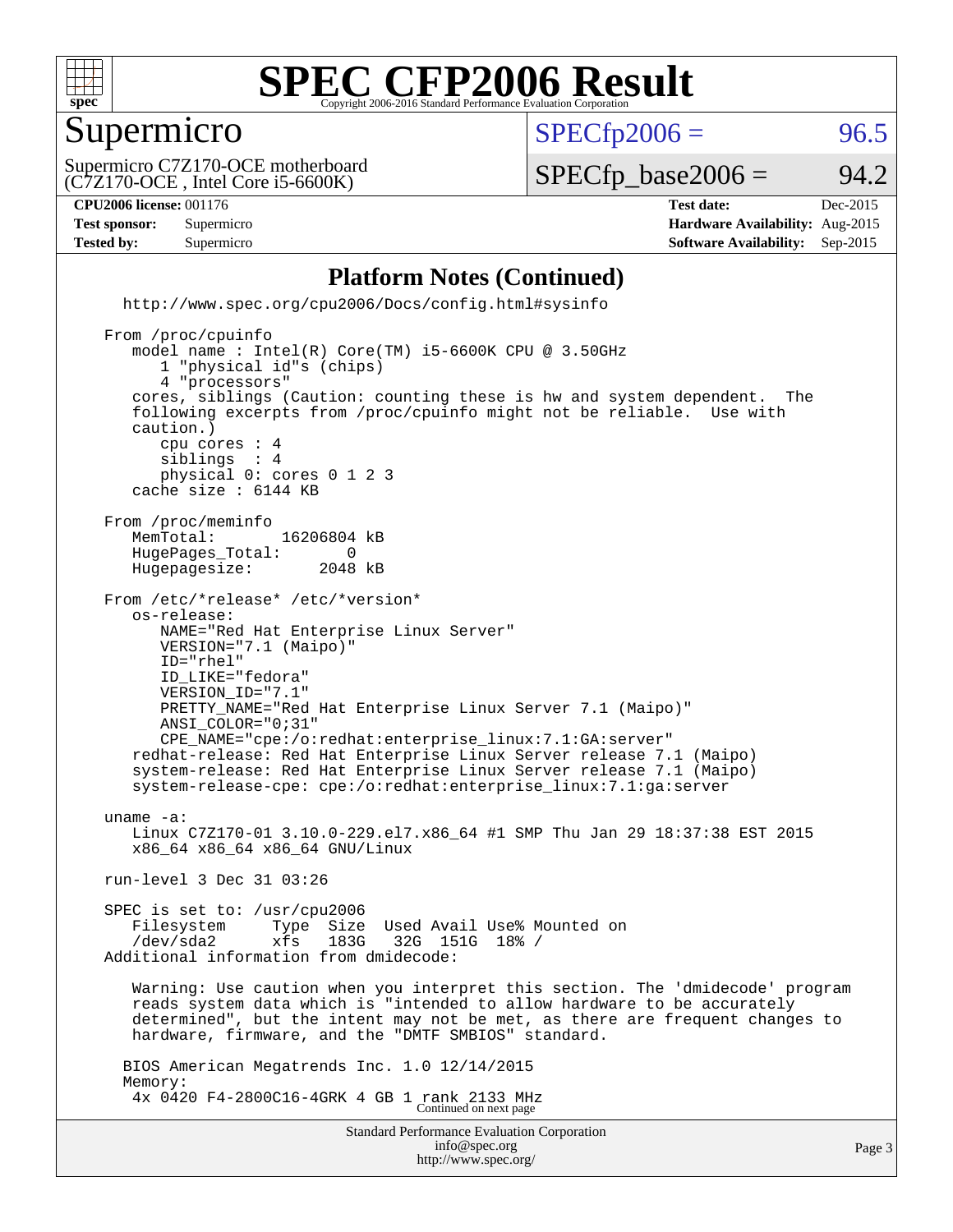# SPEC CFP2006 Result

Copyright 2006-2016 Standard Performance Evaluation Corporation

## Supermicro

Supermicro C7Z170-OCE motherboard (C7Z170-OCE , Intel Core i5-6600K)

SPECfp2006 = 96.5

SPECfp_base2006 = 94.2

| | | | |
|---|---|---|---|
| **CPU2006 license:** 001176 | | **Test date:** | Dec-2015 |
| **Test sponsor:** | Supermicro | **Hardware Availability:** | Aug-2015 |
| **Tested by:** | Supermicro | **Software Availability:** | Sep-2015 |

### Platform Notes (Continued)

```
   http://www.spec.org/cpu2006/Docs/config.html#sysinfo

 From /proc/cpuinfo
    model name : Intel(R) Core(TM) i5-6600K CPU @ 3.50GHz
       1 "physical id"s (chips)
       4 "processors"
    cores, siblings (Caution: counting these is hw and system dependent.  The
    following excerpts from /proc/cpuinfo might not be reliable.  Use with
    caution.)
       cpu cores : 4
       siblings  : 4
       physical 0: cores 0 1 2 3
    cache size : 6144 KB

 From /proc/meminfo
    MemTotal:       16206804 kB
    HugePages_Total:       0
    Hugepagesize:       2048 kB

 From /etc/*release* /etc/*version*
    os-release:
       NAME="Red Hat Enterprise Linux Server"
       VERSION="7.1 (Maipo)"
       ID="rhel"
       ID_LIKE="fedora"
       VERSION_ID="7.1"
       PRETTY_NAME="Red Hat Enterprise Linux Server 7.1 (Maipo)"
       ANSI_COLOR="0;31"
       CPE_NAME="cpe:/o:redhat:enterprise_linux:7.1:GA:server"
    redhat-release: Red Hat Enterprise Linux Server release 7.1 (Maipo)
    system-release: Red Hat Enterprise Linux Server release 7.1 (Maipo)
    system-release-cpe: cpe:/o:redhat:enterprise_linux:7.1:ga:server

 uname -a:
    Linux C7Z170-01 3.10.0-229.el7.x86_64 #1 SMP Thu Jan 29 18:37:38 EST 2015
    x86_64 x86_64 x86_64 GNU/Linux

 run-level 3 Dec 31 03:26

 SPEC is set to: /usr/cpu2006
    Filesystem     Type  Size  Used Avail Use% Mounted on
    /dev/sda2      xfs   183G   32G  151G  18% /
 Additional information from dmidecode:

    Warning: Use caution when you interpret this section. The 'dmidecode' program
    reads system data which is "intended to allow hardware to be accurately
    determined", but the intent may not be met, as there are frequent changes to
    hardware, firmware, and the "DMTF SMBIOS" standard.

   BIOS American Megatrends Inc. 1.0 12/14/2015
   Memory:
    4x 0420 F4-2800C16-4GRK 4 GB 1 rank 2133 MHz
```

Continued on next page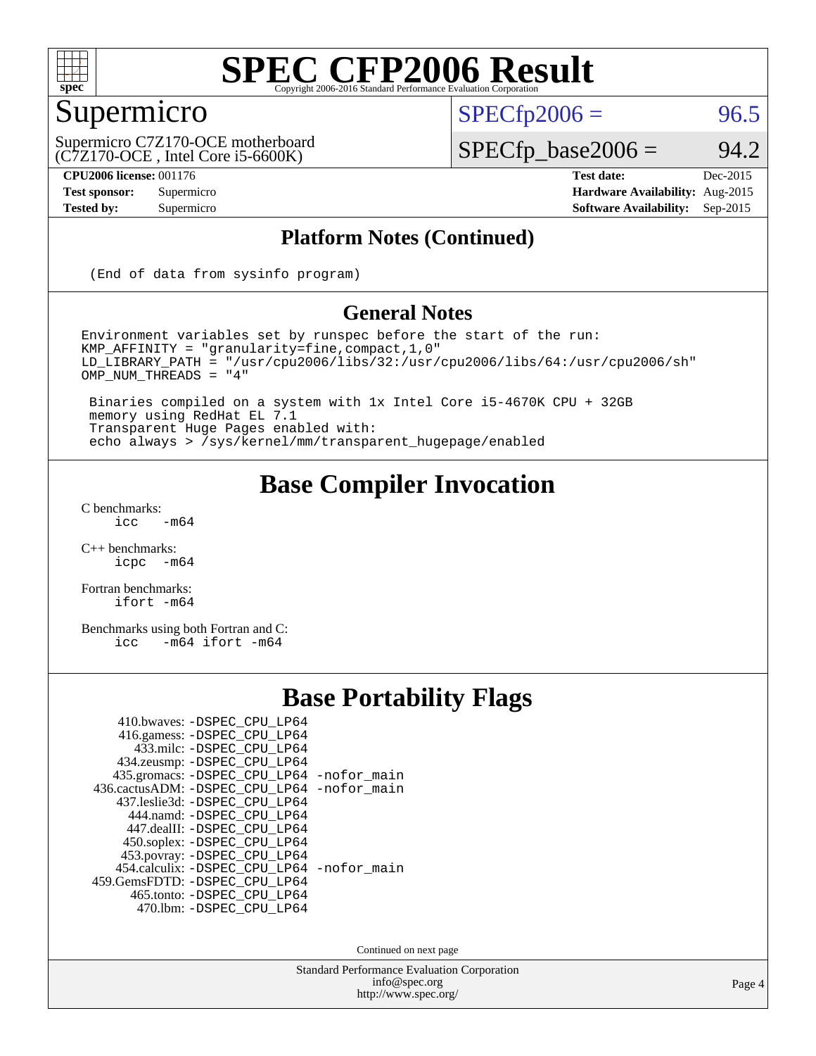# SPEC CFP2006 Result

Copyright 2006-2016 Standard Performance Evaluation Corporation

## Supermicro

Supermicro C7Z170-OCE motherboard
(C7Z170-OCE , Intel Core i5-6600K)

SPECfp2006 = 96.5

SPECfp_base2006 = 94.2

| | | | |
|---|---|---|---|
| **CPU2006 license:** | 001176 | **Test date:** | Dec-2015 |
| **Test sponsor:** | Supermicro | **Hardware Availability:** | Aug-2015 |
| **Tested by:** | Supermicro | **Software Availability:** | Sep-2015 |

## Platform Notes (Continued)

```
(End of data from sysinfo program)
```

## General Notes

```
Environment variables set by runspec before the start of the run:
KMP_AFFINITY = "granularity=fine,compact,1,0"
LD_LIBRARY_PATH = "/usr/cpu2006/libs/32:/usr/cpu2006/libs/64:/usr/cpu2006/sh"
OMP_NUM_THREADS = "4"

 Binaries compiled on a system with 1x Intel Core i5-4670K CPU + 32GB
 memory using RedHat EL 7.1
 Transparent Huge Pages enabled with:
 echo always > /sys/kernel/mm/transparent_hugepage/enabled
```

## Base Compiler Invocation

C benchmarks:
 icc -m64

C++ benchmarks:
 icpc -m64

Fortran benchmarks:
 ifort -m64

Benchmarks using both Fortran and C:
 icc -m64 ifort -m64

## Base Portability Flags

```
    410.bwaves: -DSPEC_CPU_LP64
    416.gamess: -DSPEC_CPU_LP64
      433.milc: -DSPEC_CPU_LP64
    434.zeusmp: -DSPEC_CPU_LP64
   435.gromacs: -DSPEC_CPU_LP64 -nofor_main
 436.cactusADM: -DSPEC_CPU_LP64 -nofor_main
   437.leslie3d: -DSPEC_CPU_LP64
      444.namd: -DSPEC_CPU_LP64
    447.dealII: -DSPEC_CPU_LP64
    450.soplex: -DSPEC_CPU_LP64
    453.povray: -DSPEC_CPU_LP64
   454.calculix: -DSPEC_CPU_LP64 -nofor_main
 459.GemsFDTD: -DSPEC_CPU_LP64
     465.tonto: -DSPEC_CPU_LP64
       470.lbm: -DSPEC_CPU_LP64
```

Continued on next page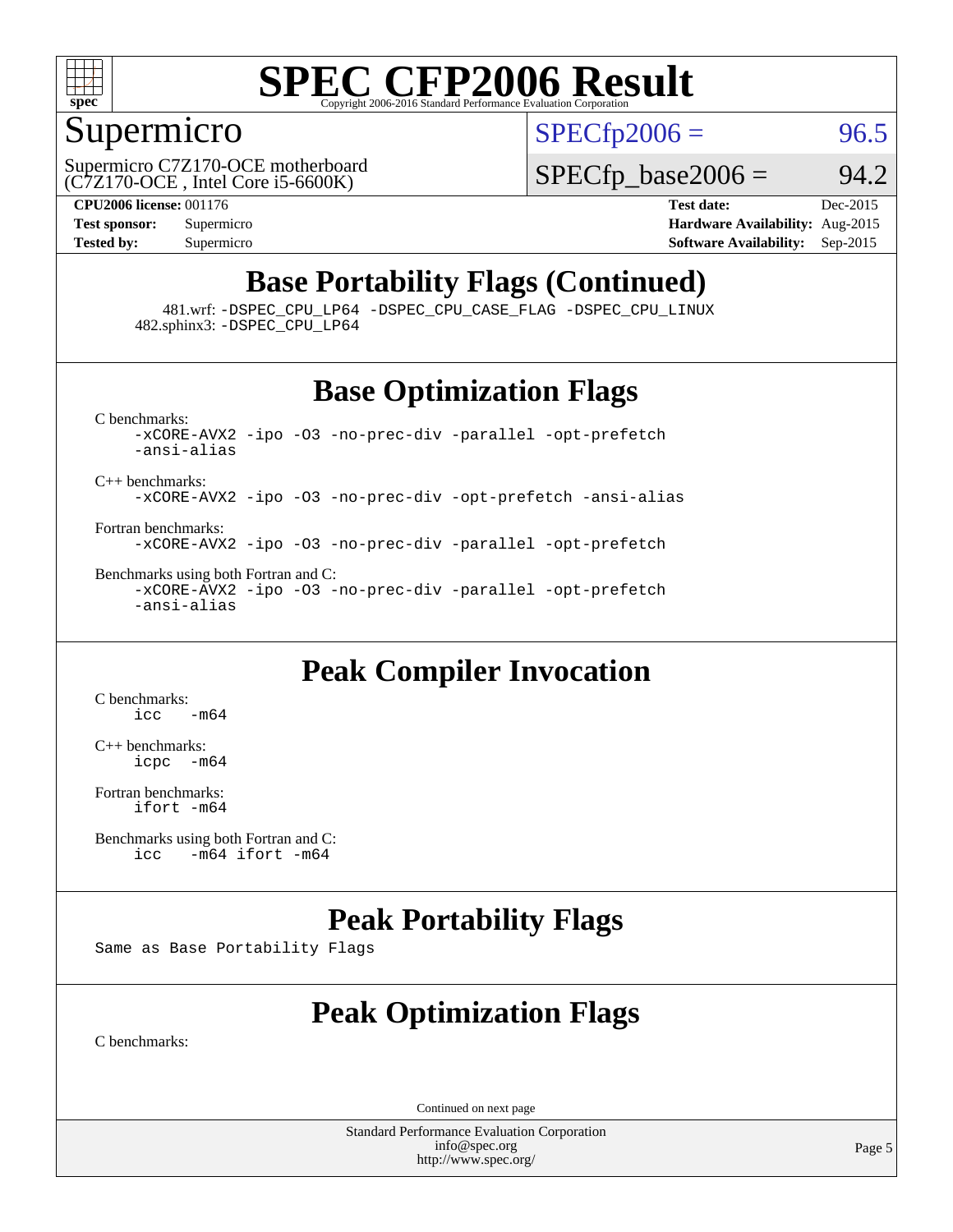# SPEC CFP2006 Result

Copyright 2006-2016 Standard Performance Evaluation Corporation

## Supermicro

Supermicro C7Z170-OCE motherboard
(C7Z170-OCE , Intel Core i5-6600K)

SPECfp2006 = 96.5

SPECfp_base2006 = 94.2

**CPU2006 license:** 001176
**Test sponsor:** Supermicro
**Tested by:** Supermicro

**Test date:** Dec-2015
**Hardware Availability:** Aug-2015
**Software Availability:** Sep-2015

## Base Portability Flags (Continued)

481.wrf: -DSPEC_CPU_LP64 -DSPEC_CPU_CASE_FLAG -DSPEC_CPU_LINUX
482.sphinx3: -DSPEC_CPU_LP64

## Base Optimization Flags

C benchmarks:
```
-xCORE-AVX2 -ipo -O3 -no-prec-div -parallel -opt-prefetch
-ansi-alias
```

C++ benchmarks:
```
-xCORE-AVX2 -ipo -O3 -no-prec-div -opt-prefetch -ansi-alias
```

Fortran benchmarks:
```
-xCORE-AVX2 -ipo -O3 -no-prec-div -parallel -opt-prefetch
```

Benchmarks using both Fortran and C:
```
-xCORE-AVX2 -ipo -O3 -no-prec-div -parallel -opt-prefetch
-ansi-alias
```

## Peak Compiler Invocation

C benchmarks:
```
icc   -m64
```

C++ benchmarks:
```
icpc  -m64
```

Fortran benchmarks:
```
ifort -m64
```

Benchmarks using both Fortran and C:
```
icc   -m64 ifort -m64
```

## Peak Portability Flags

Same as Base Portability Flags

## Peak Optimization Flags

C benchmarks:

Continued on next page

Standard Performance Evaluation Corporation
info@spec.org
http://www.spec.org/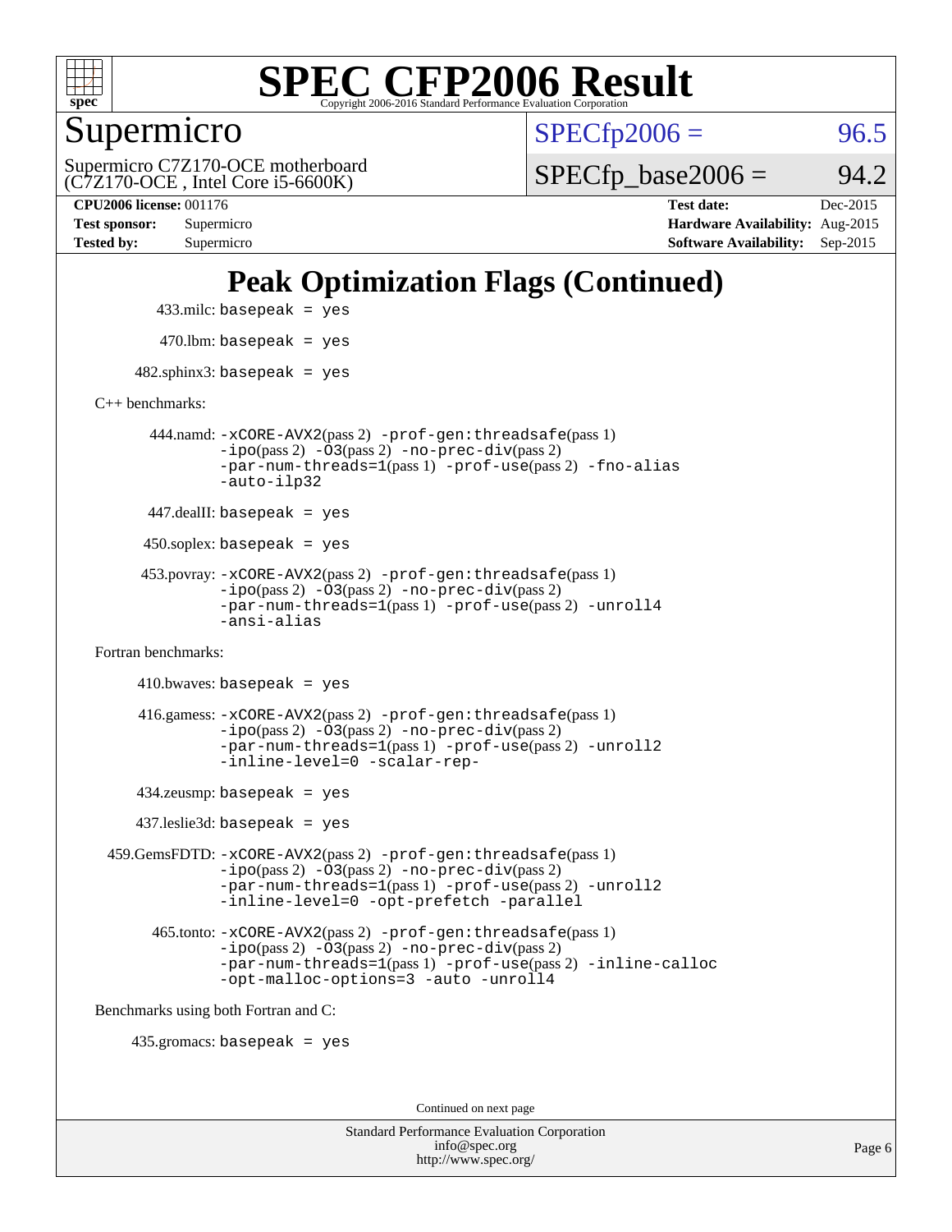# Peak Optimization Flags (Continued)

433.milc: basepeak = yes

470.lbm: basepeak = yes

482.sphinx3: basepeak = yes

C++ benchmarks:

444.namd: -xCORE-AVX2(pass 2) -prof-gen:threadsafe(pass 1) -ipo(pass 2) -O3(pass 2) -no-prec-div(pass 2) -par-num-threads=1(pass 1) -prof-use(pass 2) -fno-alias -auto-ilp32

447.dealII: basepeak = yes

450.soplex: basepeak = yes

453.povray: -xCORE-AVX2(pass 2) -prof-gen:threadsafe(pass 1) -ipo(pass 2) -O3(pass 2) -no-prec-div(pass 2) -par-num-threads=1(pass 1) -prof-use(pass 2) -unroll4 -ansi-alias

Fortran benchmarks:

410.bwaves: basepeak = yes

416.gamess: -xCORE-AVX2(pass 2) -prof-gen:threadsafe(pass 1) -ipo(pass 2) -O3(pass 2) -no-prec-div(pass 2) -par-num-threads=1(pass 1) -prof-use(pass 2) -unroll2 -inline-level=0 -scalar-rep-

434.zeusmp: basepeak = yes

437.leslie3d: basepeak = yes

459.GemsFDTD: -xCORE-AVX2(pass 2) -prof-gen:threadsafe(pass 1) -ipo(pass 2) -O3(pass 2) -no-prec-div(pass 2) -par-num-threads=1(pass 1) -prof-use(pass 2) -unroll2 -inline-level=0 -opt-prefetch -parallel

465.tonto: -xCORE-AVX2(pass 2) -prof-gen:threadsafe(pass 1) -ipo(pass 2) -O3(pass 2) -no-prec-div(pass 2) -par-num-threads=1(pass 1) -prof-use(pass 2) -inline-calloc -opt-malloc-options=3 -auto -unroll4

Benchmarks using both Fortran and C:

435.gromacs: basepeak = yes

Continued on next page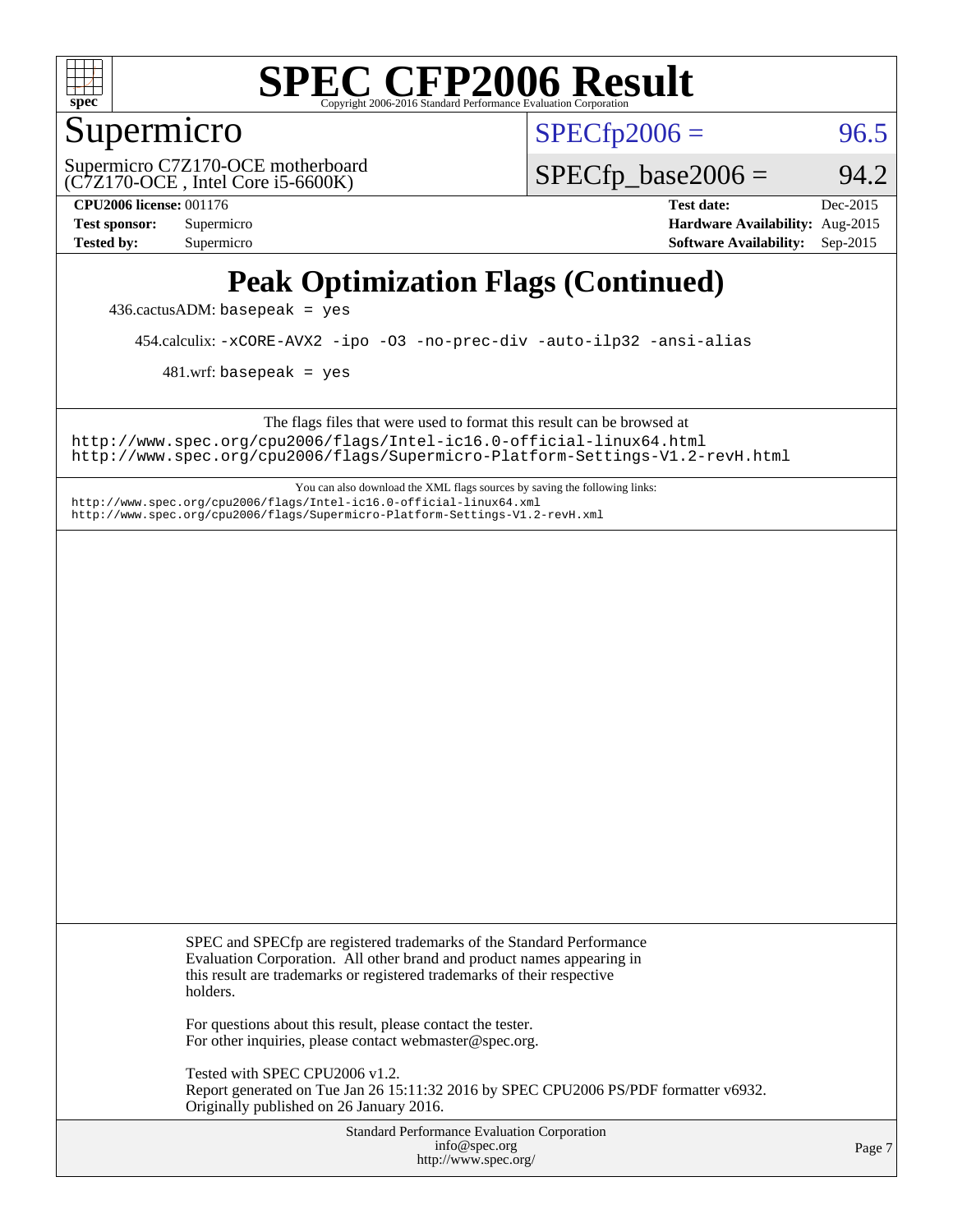# Peak Optimization Flags (Continued)

436.cactusADM: basepeak = yes

454.calculix: -xCORE-AVX2 -ipo -O3 -no-prec-div -auto-ilp32 -ansi-alias

481.wrf: basepeak = yes

The flags files that were used to format this result can be browsed at
http://www.spec.org/cpu2006/flags/Intel-ic16.0-official-linux64.html
http://www.spec.org/cpu2006/flags/Supermicro-Platform-Settings-V1.2-revH.html

You can also download the XML flags sources by saving the following links:
http://www.spec.org/cpu2006/flags/Intel-ic16.0-official-linux64.xml
http://www.spec.org/cpu2006/flags/Supermicro-Platform-Settings-V1.2-revH.xml

SPEC and SPECfp are registered trademarks of the Standard Performance Evaluation Corporation. All other brand and product names appearing in this result are trademarks or registered trademarks of their respective holders.

For questions about this result, please contact the tester.
For other inquiries, please contact webmaster@spec.org.

Tested with SPEC CPU2006 v1.2.
Report generated on Tue Jan 26 15:11:32 2016 by SPEC CPU2006 PS/PDF formatter v6932.
Originally published on 26 January 2016.